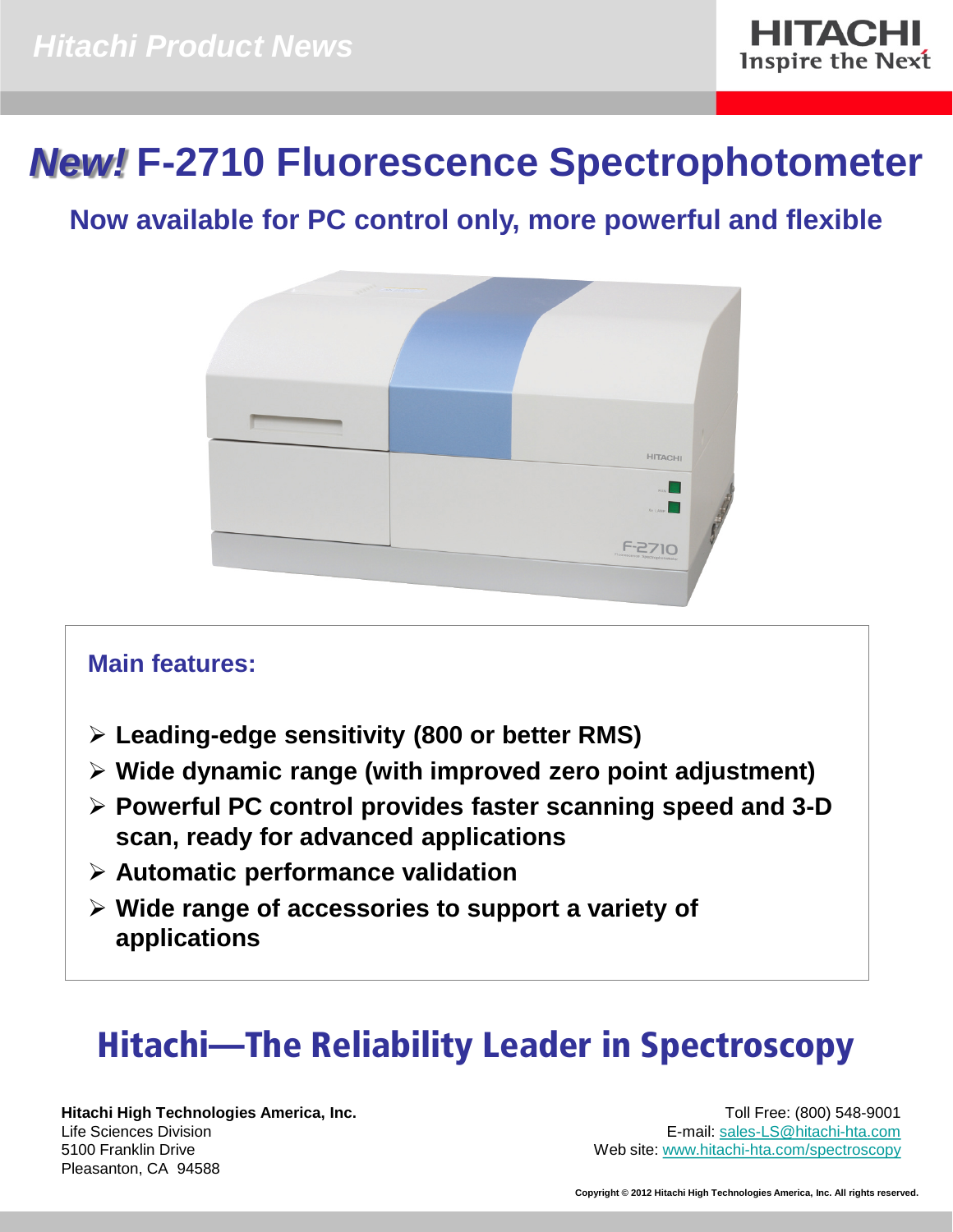Hitachi Product News

HITACHI
Inspire the Next

# *New!* F-2710 Fluorescence Spectrophotometer

## Now available for PC control only, more powerful and flexible

### Main features:

- **Leading-edge sensitivity (800 or better RMS)**
- **Wide dynamic range (with improved zero point adjustment)**
- **Powerful PC control provides faster scanning speed and 3-D scan, ready for advanced applications**
- **Automatic performance validation**
- **Wide range of accessories to support a variety of applications**

## Hitachi—The Reliability Leader in Spectroscopy

**Hitachi High Technologies America, Inc.**
Life Sciences Division
5100 Franklin Drive
Pleasanton, CA 94588

Toll Free: (800) 548-9001
E-mail: sales-LS@hitachi-hta.com
Web site: www.hitachi-hta.com/spectroscopy

**Copyright © 2012 Hitachi High Technologies America, Inc. All rights reserved.**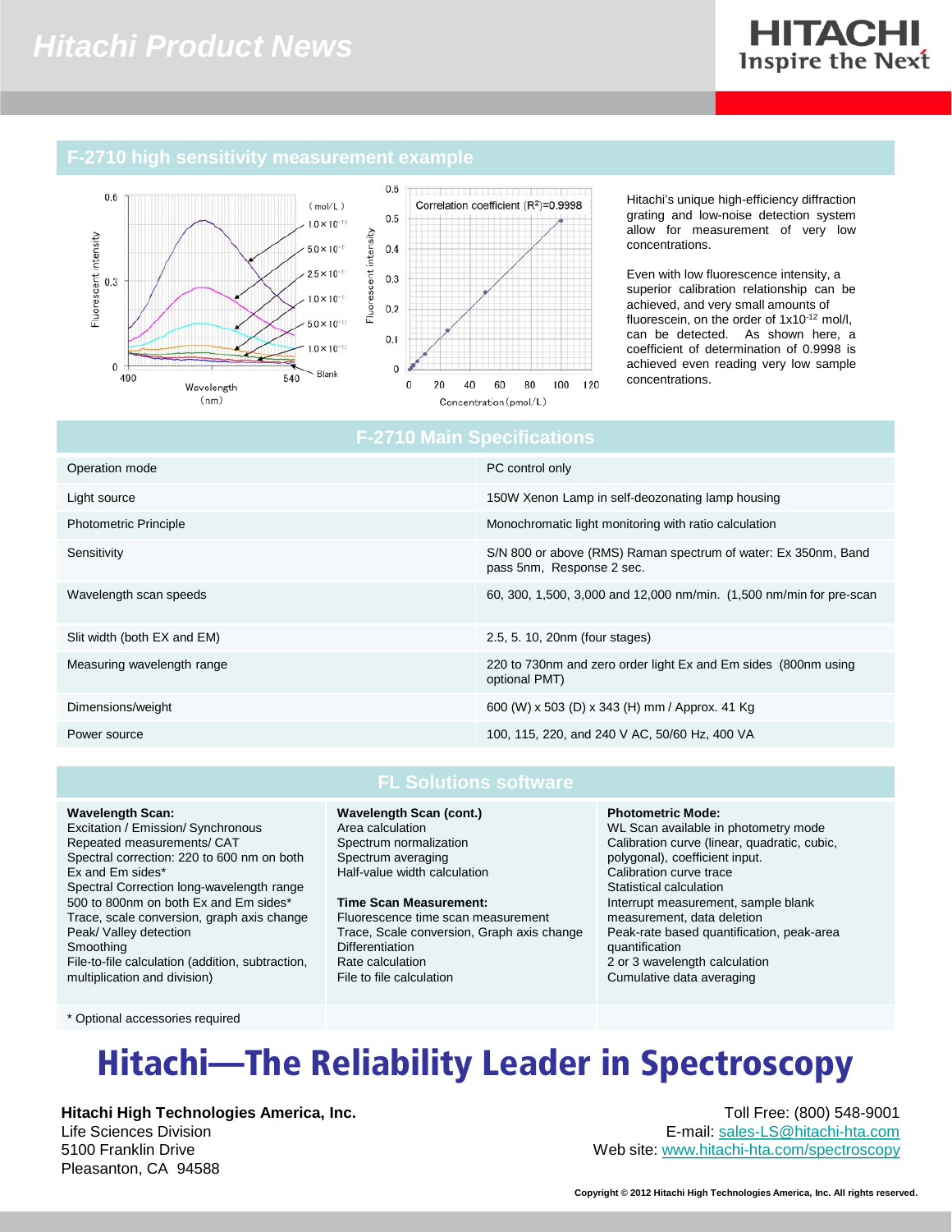## F-2710 high sensitivity measurement example

0.6
0.3
0
490
540
Fluorescent intensity
Wavelength
(nm)
(mol/L)
$1.0\times10^{-10}$
$5.0\times10^{-11}$
$2.5\times10^{-11}$
$1.0\times10^{-11}$
$5.0\times10^{-12}$
$1.0\times10^{-12}$
Blank

Correlation coefficient ($R^2$)=0.9998
0.6
0.5
0.4
0.3
0.2
0.1
0
0 20 40 60 80 100 120
Fluorescent intensity
Concentration (pmol/L)

Hitachi's unique high-efficiency diffraction grating and low-noise detection system allow for measurement of very low concentrations.

Even with low fluorescence intensity, a superior calibration relationship can be achieved, and very small amounts of fluorescein, on the order of $1\times10^{-12}$ mol/l, can be detected. As shown here, a coefficient of determination of 0.9998 is achieved even reading very low sample concentrations.

## F-2710 Main Specifications

| | |
|---|---|
| Operation mode | PC control only |
| Light source | 150W Xenon Lamp in self-deozonating lamp housing |
| Photometric Principle | Monochromatic light monitoring with ratio calculation |
| Sensitivity | S/N 800 or above (RMS) Raman spectrum of water: Ex 350nm, Band pass 5nm, Response 2 sec. |
| Wavelength scan speeds | 60, 300, 1,500, 3,000 and 12,000 nm/min. (1,500 nm/min for pre-scan |
| Slit width (both EX and EM) | 2.5, 5. 10, 20nm (four stages) |
| Measuring wavelength range | 220 to 730nm and zero order light Ex and Em sides (800nm using optional PMT) |
| Dimensions/weight | 600 (W) x 503 (D) x 343 (H) mm / Approx. 41 Kg |
| Power source | 100, 115, 220, and 240 V AC, 50/60 Hz, 400 VA |

## FL Solutions software

**Wavelength Scan:**
Excitation / Emission/ Synchronous
Repeated measurements/ CAT
Spectral correction: 220 to 600 nm on both Ex and Em sides*
Spectral Correction long-wavelength range 500 to 800nm on both Ex and Em sides*
Trace, scale conversion, graph axis change
Peak/ Valley detection
Smoothing
File-to-file calculation (addition, subtraction, multiplication and division)

**Wavelength Scan (cont.)**
Area calculation
Spectrum normalization
Spectrum averaging
Half-value width calculation

**Time Scan Measurement:**
Fluorescence time scan measurement
Trace, Scale conversion, Graph axis change
Differentiation
Rate calculation
File to file calculation

**Photometric Mode:**
WL Scan available in photometry mode
Calibration curve (linear, quadratic, cubic, polygonal), coefficient input.
Calibration curve trace
Statistical calculation
Interrupt measurement, sample blank measurement, data deletion
Peak-rate based quantification, peak-area quantification
2 or 3 wavelength calculation
Cumulative data averaging

* Optional accessories required

# Hitachi—The Reliability Leader in Spectroscopy

**Hitachi High Technologies America, Inc.**
Life Sciences Division
5100 Franklin Drive
Pleasanton, CA 94588

Toll Free: (800) 548-9001
E-mail: sales-LS@hitachi-hta.com
Web site: www.hitachi-hta.com/spectroscopy

**Copyright © 2012 Hitachi High Technologies America, Inc. All rights reserved.**